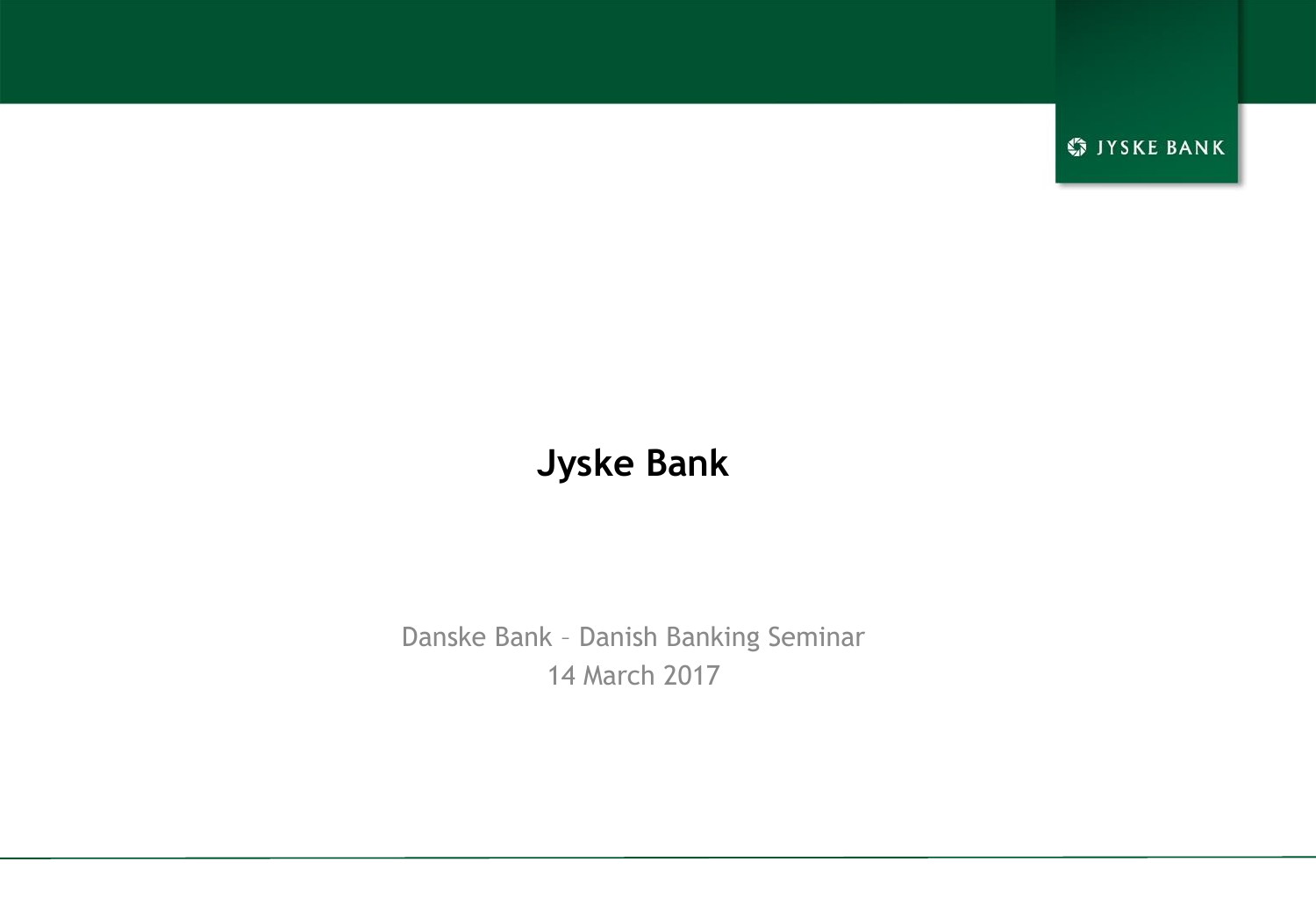# Jyske Bank

Danske Bank – Danish Banking Seminar

14 March 2017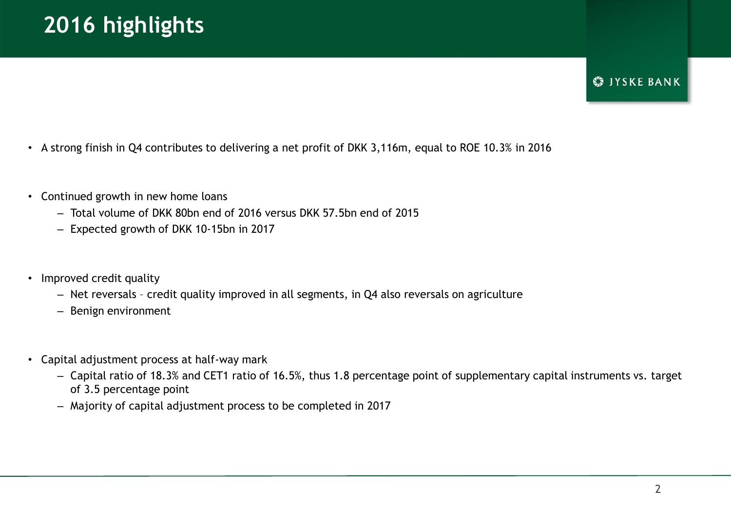# 2016 highlights

- A strong finish in Q4 contributes to delivering a net profit of DKK 3,116m, equal to ROE 10.3% in 2016

- Continued growth in new home loans
  - Total volume of DKK 80bn end of 2016 versus DKK 57.5bn end of 2015
  - Expected growth of DKK 10-15bn in 2017

- Improved credit quality
  - Net reversals – credit quality improved in all segments, in Q4 also reversals on agriculture
  - Benign environment

- Capital adjustment process at half-way mark
  - Capital ratio of 18.3% and CET1 ratio of 16.5%, thus 1.8 percentage point of supplementary capital instruments vs. target of 3.5 percentage point
  - Majority of capital adjustment process to be completed in 2017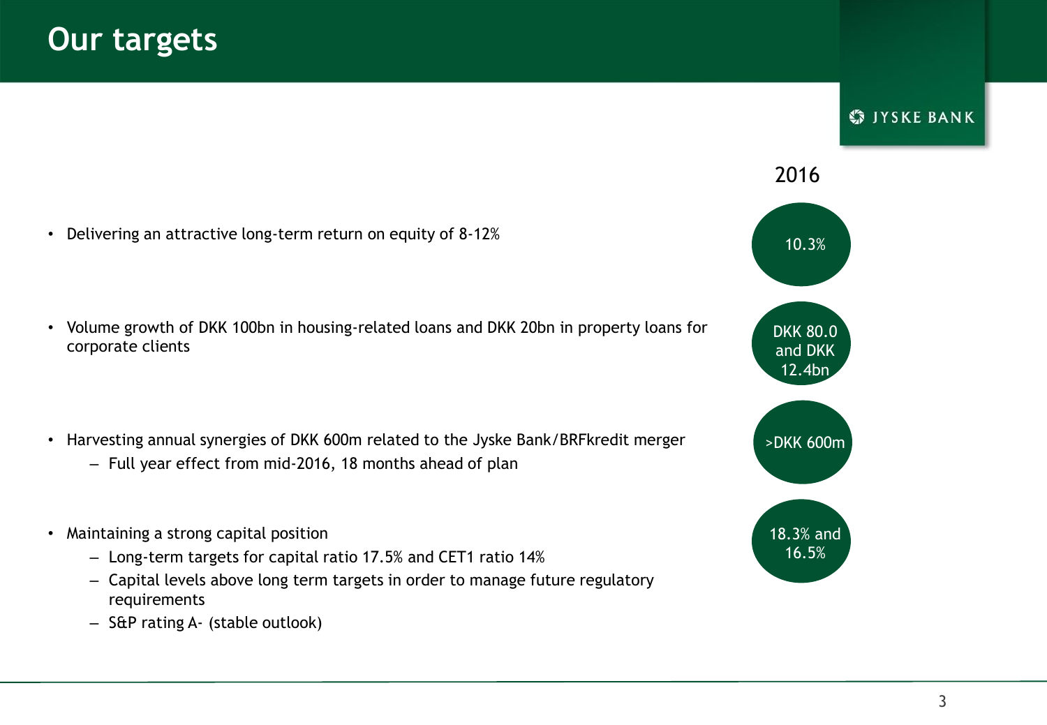# Our targets

| Target | 2016 |
|---|---|
| Delivering an attractive long-term return on equity of 8-12% | 10.3% |
| Volume growth of DKK 100bn in housing-related loans and DKK 20bn in property loans for corporate clients | DKK 80.0 and DKK 12.4bn |
| Harvesting annual synergies of DKK 600m related to the Jyske Bank/BRFkredit merger<br>– Full year effect from mid-2016, 18 months ahead of plan | >DKK 600m |
| Maintaining a strong capital position<br>– Long-term targets for capital ratio 17.5% and CET1 ratio 14%<br>– Capital levels above long term targets in order to manage future regulatory requirements<br>– S&P rating A- (stable outlook) | 18.3% and 16.5% |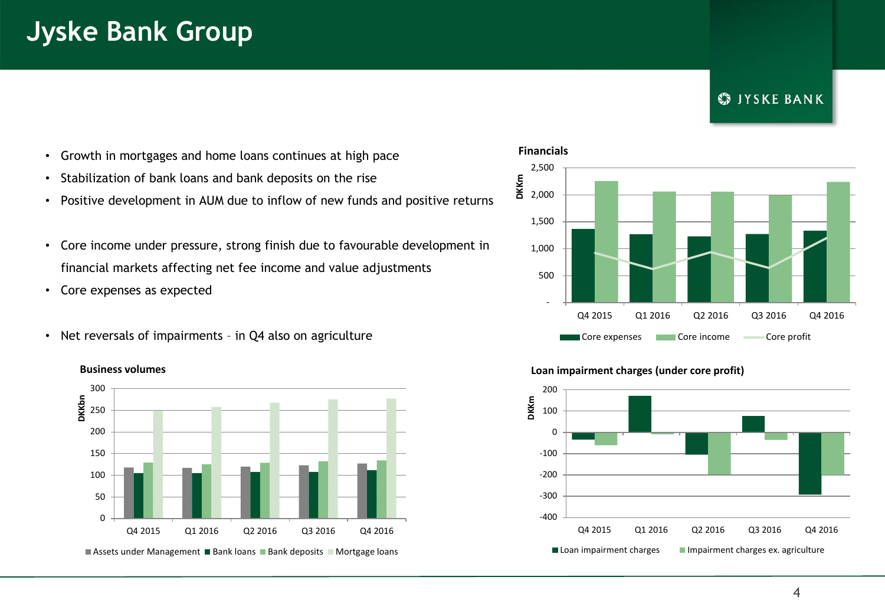# Jyske Bank Group

- Growth in mortgages and home loans continues at high pace
- Stabilization of bank loans and bank deposits on the rise
- Positive development in AUM due to inflow of new funds and positive returns

- Core income under pressure, strong finish due to favourable development in financial markets affecting net fee income and value adjustments
- Core expenses as expected

- Net reversals of impairments – in Q4 also on agriculture

**Financials**

DKKm

Q4 2015, Q1 2016, Q2 2016, Q3 2016, Q4 2016

Core expenses, Core income, Core profit

**Business volumes**

DKKbn

Q4 2015, Q1 2016, Q2 2016, Q3 2016, Q4 2016

Assets under Management, Bank loans, Bank deposits, Mortgage loans

**Loan impairment charges (under core profit)**

DKKm

Q4 2015, Q1 2016, Q2 2016, Q3 2016, Q4 2016

Loan impairment charges, Impairment charges ex. agriculture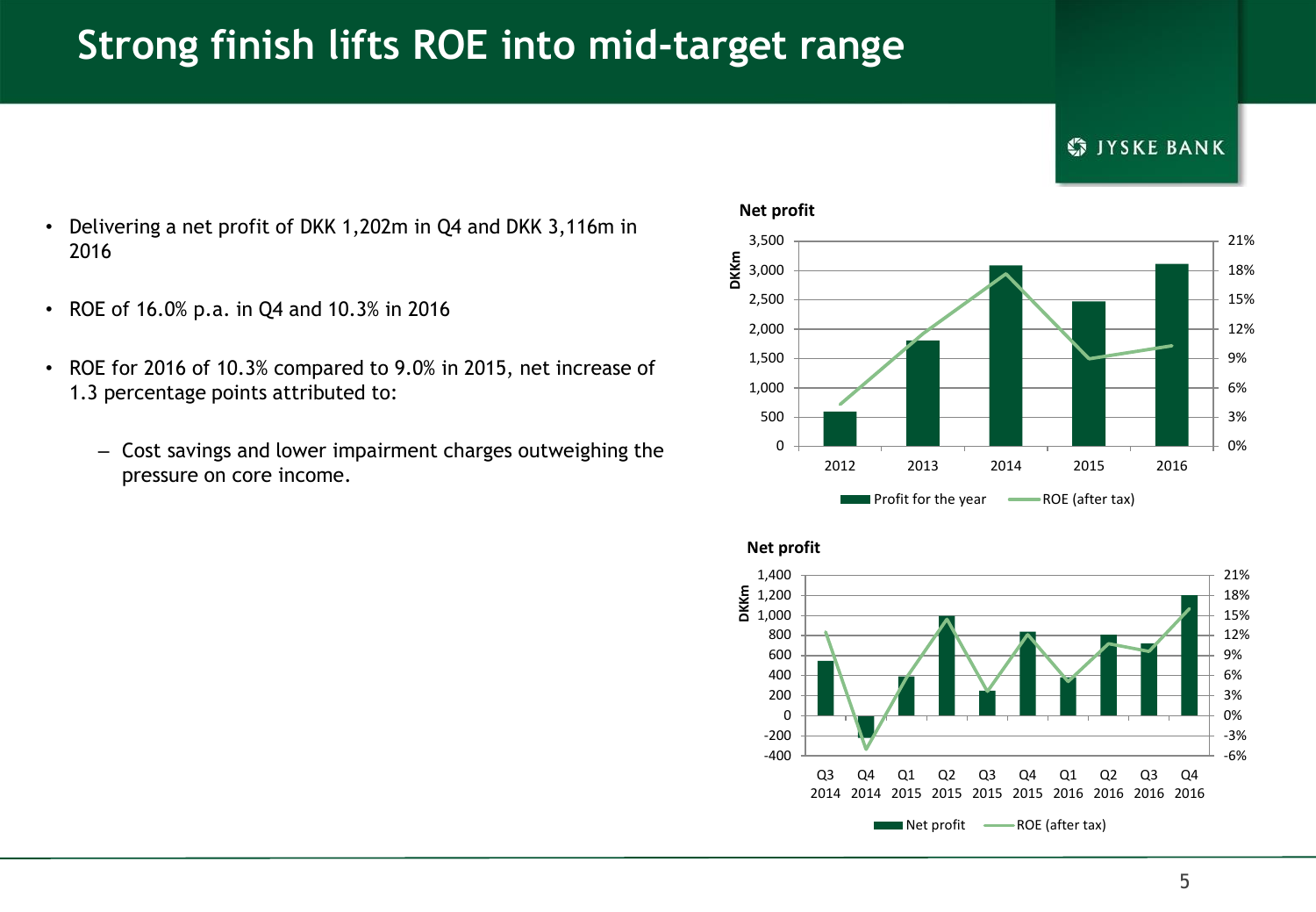# Strong finish lifts ROE into mid-target range

- Delivering a net profit of DKK 1,202m in Q4 and DKK 3,116m in 2016
- ROE of 16.0% p.a. in Q4 and 10.3% in 2016
- ROE for 2016 of 10.3% compared to 9.0% in 2015, net increase of 1.3 percentage points attributed to:
  - Cost savings and lower impairment charges outweighing the pressure on core income.

**Net profit**

Legend: Profit for the year (DKKm); ROE (after tax)

Years: 2012, 2013, 2014, 2015, 2016

**Net profit**

Legend: Net profit (DKKm); ROE (after tax)

Quarters: Q3 2014, Q4 2014, Q1 2015, Q2 2015, Q3 2015, Q4 2015, Q1 2016, Q2 2016, Q3 2016, Q4 2016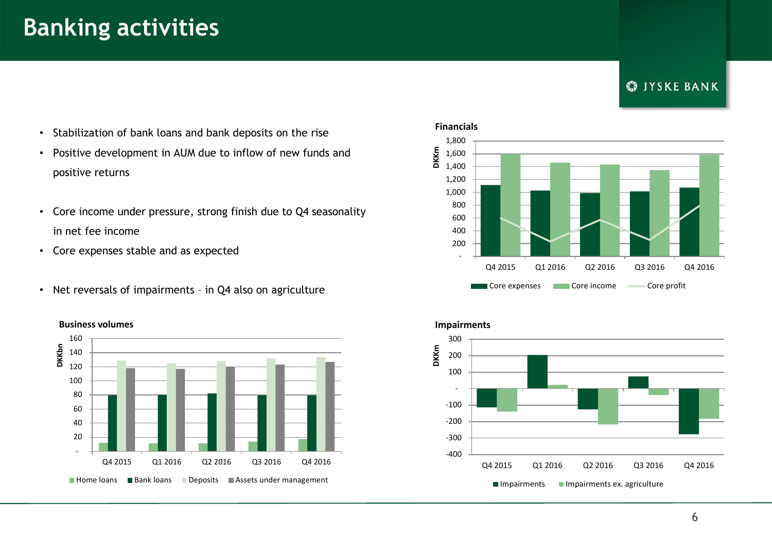# Banking activities

- Stabilization of bank loans and bank deposits on the rise
- Positive development in AUM due to inflow of new funds and positive returns

- Core income under pressure, strong finish due to Q4 seasonality in net fee income
- Core expenses stable and as expected

- Net reversals of impairments – in Q4 also on agriculture

**Financials**

DKKm

Core expenses, Core income, Core profit — Q4 2015, Q1 2016, Q2 2016, Q3 2016, Q4 2016

**Business volumes**

DKKbn

Home loans, Bank loans, Deposits, Assets under management — Q4 2015, Q1 2016, Q2 2016, Q3 2016, Q4 2016

**Impairments**

DKKm

Impairments, Impairments ex. agriculture — Q4 2015, Q1 2016, Q2 2016, Q3 2016, Q4 2016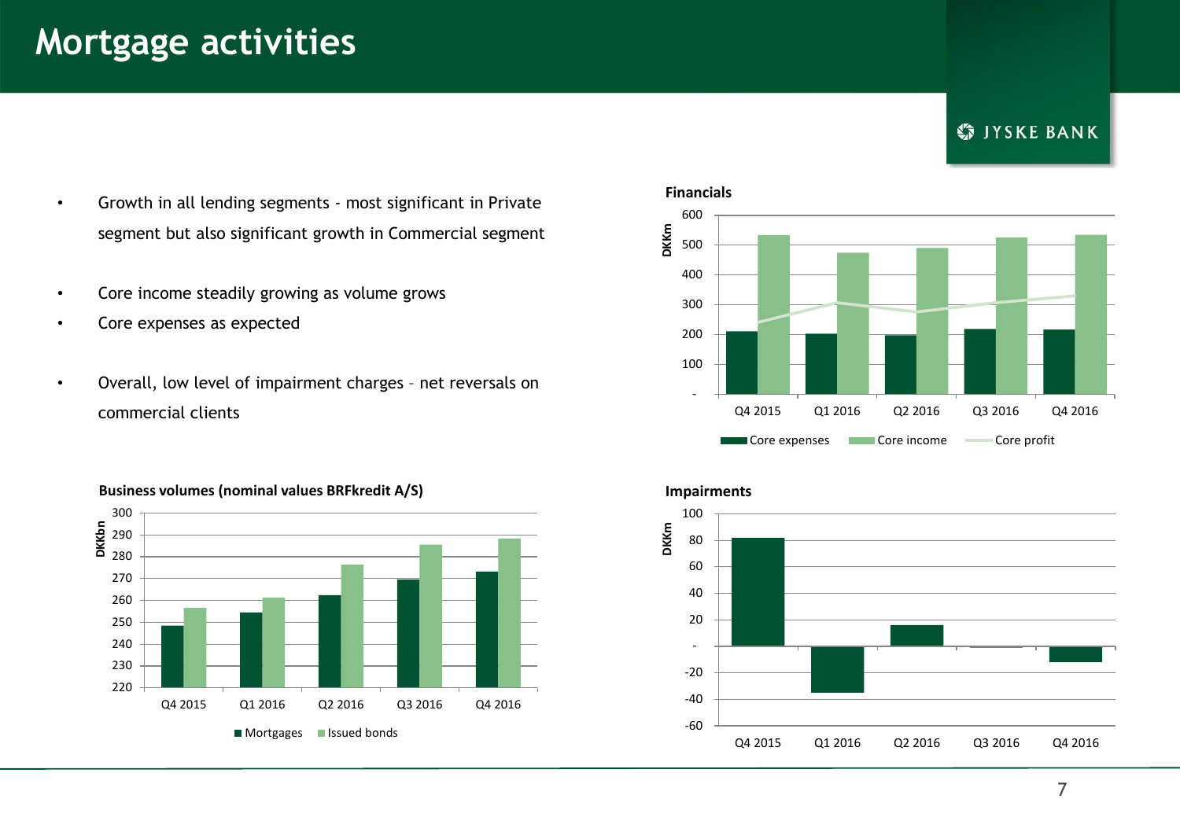# Mortgage activities

- Growth in all lending segments - most significant in Private segment but also significant growth in Commercial segment
- Core income steadily growing as volume grows
- Core expenses as expected
- Overall, low level of impairment charges – net reversals on commercial clients

**Financials**

DKKm

| | Q4 2015 | Q1 2016 | Q2 2016 | Q3 2016 | Q4 2016 |
|---|---|---|---|---|---|
| Core expenses | ~210 | ~200 | ~197 | ~218 | ~215 |
| Core income | ~532 | ~473 | ~489 | ~523 | ~532 |
| Core profit | ~240 | ~305 | ~275 | ~310 | ~330 |

**Business volumes (nominal values BRFkredit A/S)**

DKKbn

| | Q4 2015 | Q1 2016 | Q2 2016 | Q3 2016 | Q4 2016 |
|---|---|---|---|---|---|
| Mortgages | ~248 | ~254 | ~262 | ~269 | ~273 |
| Issued bonds | ~256 | ~261 | ~276 | ~285 | ~288 |

**Impairments**

DKKm

| | Q4 2015 | Q1 2016 | Q2 2016 | Q3 2016 | Q4 2016 |
|---|---|---|---|---|---|
| Impairments | ~82 | ~-35 | ~16 | ~-1 | ~-12 |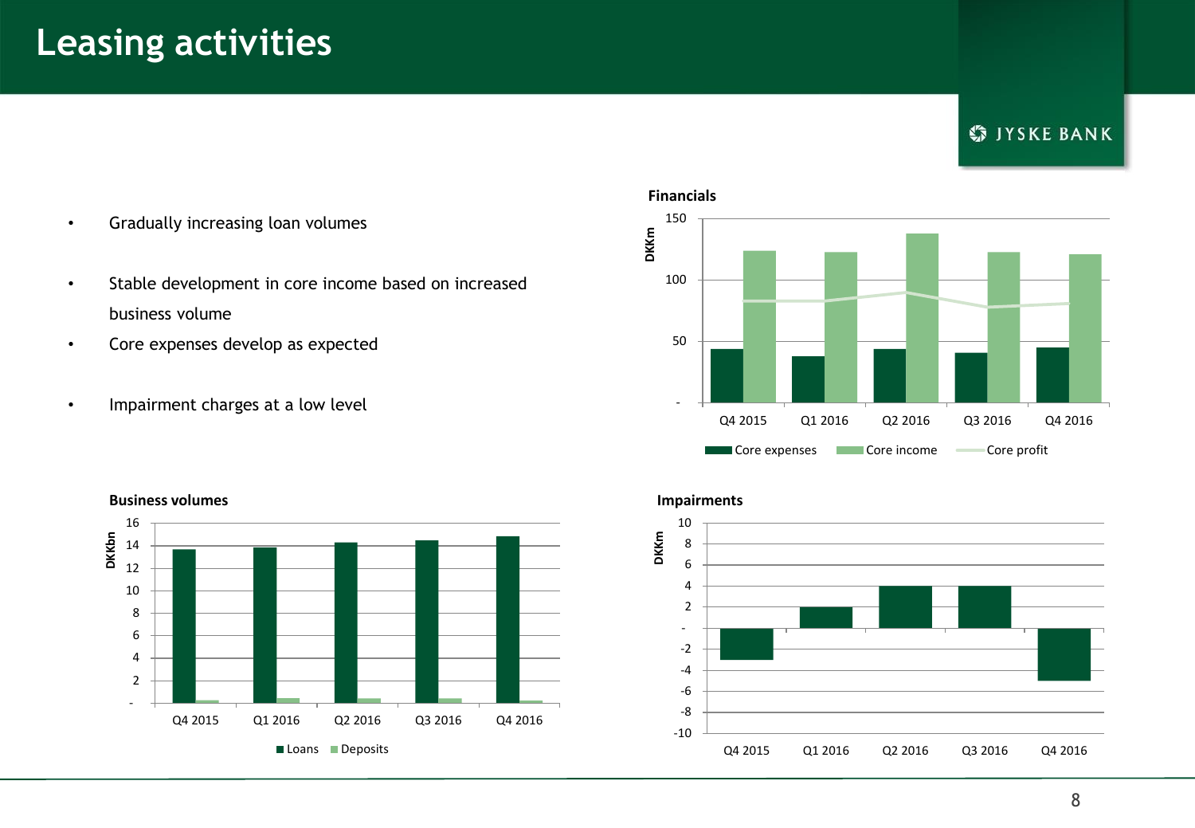# Leasing activities

- Gradually increasing loan volumes
- Stable development in core income based on increased business volume
- Core expenses develop as expected
- Impairment charges at a low level

**Financials**

DKKm

Legend: Core expenses, Core income, Core profit

Periods: Q4 2015, Q1 2016, Q2 2016, Q3 2016, Q4 2016

**Business volumes**

DKKbn

Legend: Loans, Deposits

Periods: Q4 2015, Q1 2016, Q2 2016, Q3 2016, Q4 2016

**Impairments**

DKKm

Periods: Q4 2015, Q1 2016, Q2 2016, Q3 2016, Q4 2016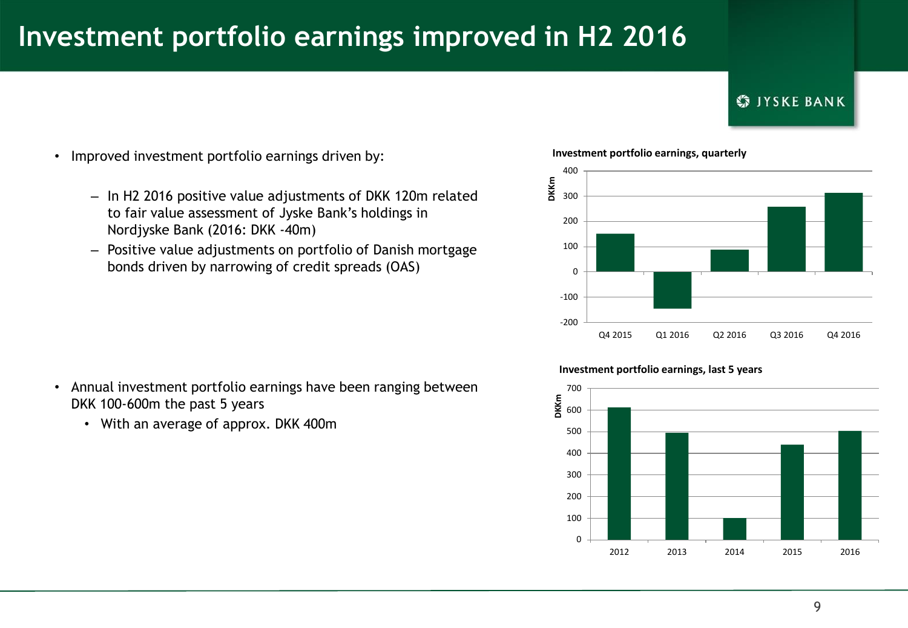# Investment portfolio earnings improved in H2 2016

- Improved investment portfolio earnings driven by:
  - In H2 2016 positive value adjustments of DKK 120m related to fair value assessment of Jyske Bank's holdings in Nordjyske Bank (2016: DKK -40m)
  - Positive value adjustments on portfolio of Danish mortgage bonds driven by narrowing of credit spreads (OAS)

- Annual investment portfolio earnings have been ranging between DKK 100-600m the past 5 years
  - With an average of approx. DKK 400m

**Investment portfolio earnings, quarterly**

**Investment portfolio earnings, last 5 years**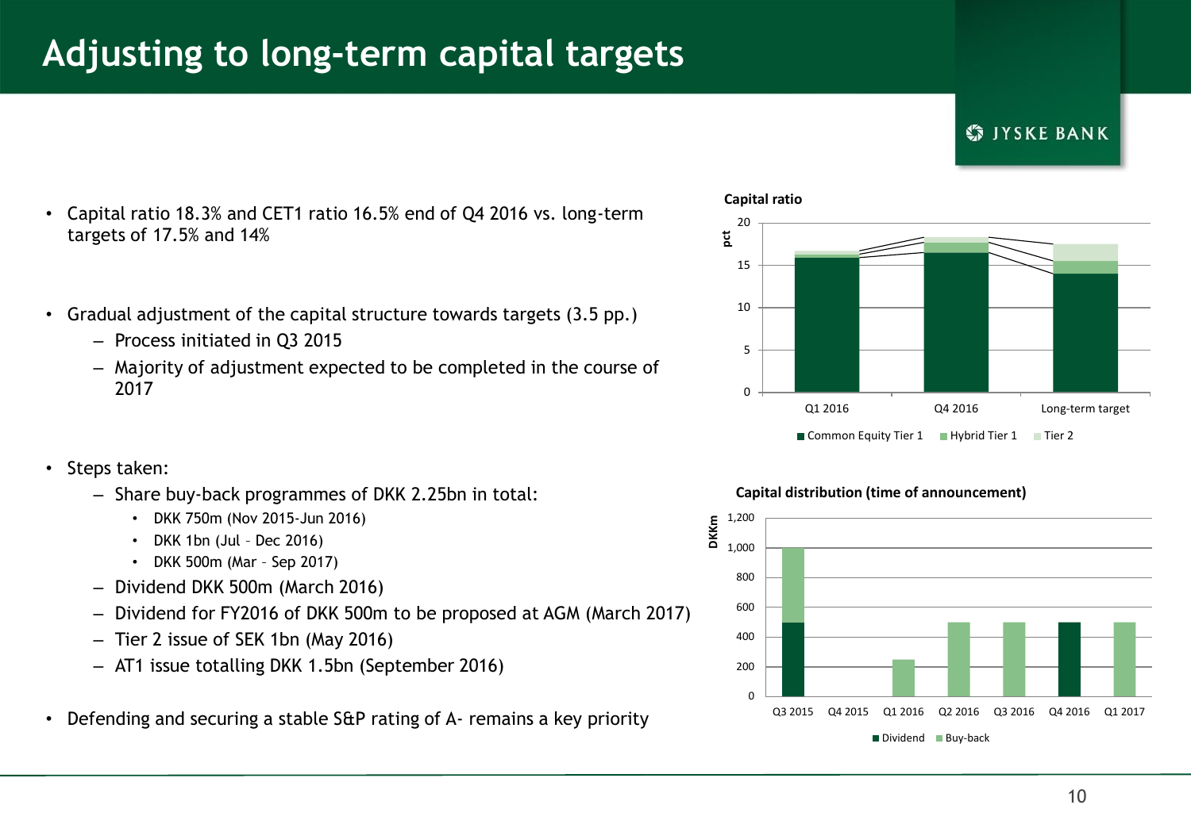# Adjusting to long-term capital targets

- Capital ratio 18.3% and CET1 ratio 16.5% end of Q4 2016 vs. long-term targets of 17.5% and 14%

- Gradual adjustment of the capital structure towards targets (3.5 pp.)
  - Process initiated in Q3 2015
  - Majority of adjustment expected to be completed in the course of 2017

- Steps taken:
  - Share buy-back programmes of DKK 2.25bn in total:
    - DKK 750m (Nov 2015-Jun 2016)
    - DKK 1bn (Jul – Dec 2016)
    - DKK 500m (Mar – Sep 2017)
  - Dividend DKK 500m (March 2016)
  - Dividend for FY2016 of DKK 500m to be proposed at AGM (March 2017)
  - Tier 2 issue of SEK 1bn (May 2016)
  - AT1 issue totalling DKK 1.5bn (September 2016)

- Defending and securing a stable S&P rating of A- remains a key priority

**Capital ratio**

(pct; Common Equity Tier 1, Hybrid Tier 1, Tier 2 — Q1 2016, Q4 2016, Long-term target)

**Capital distribution (time of announcement)**

(DKKm; Dividend, Buy-back — Q3 2015, Q4 2015, Q1 2016, Q2 2016, Q3 2016, Q4 2016, Q1 2017)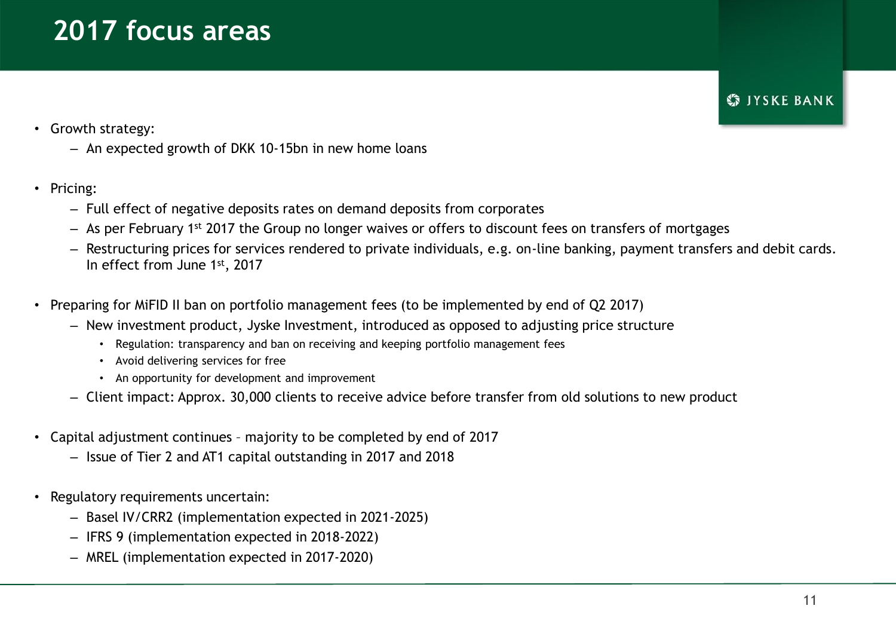# 2017 focus areas

- Growth strategy:
  - An expected growth of DKK 10-15bn in new home loans

- Pricing:
  - Full effect of negative deposits rates on demand deposits from corporates
  - As per February 1st 2017 the Group no longer waives or offers to discount fees on transfers of mortgages
  - Restructuring prices for services rendered to private individuals, e.g. on-line banking, payment transfers and debit cards. In effect from June 1st, 2017

- Preparing for MiFID II ban on portfolio management fees (to be implemented by end of Q2 2017)
  - New investment product, Jyske Investment, introduced as opposed to adjusting price structure
    - Regulation: transparency and ban on receiving and keeping portfolio management fees
    - Avoid delivering services for free
    - An opportunity for development and improvement
  - Client impact: Approx. 30,000 clients to receive advice before transfer from old solutions to new product

- Capital adjustment continues – majority to be completed by end of 2017
  - Issue of Tier 2 and AT1 capital outstanding in 2017 and 2018

- Regulatory requirements uncertain:
  - Basel IV/CRR2 (implementation expected in 2021-2025)
  - IFRS 9 (implementation expected in 2018-2022)
  - MREL (implementation expected in 2017-2020)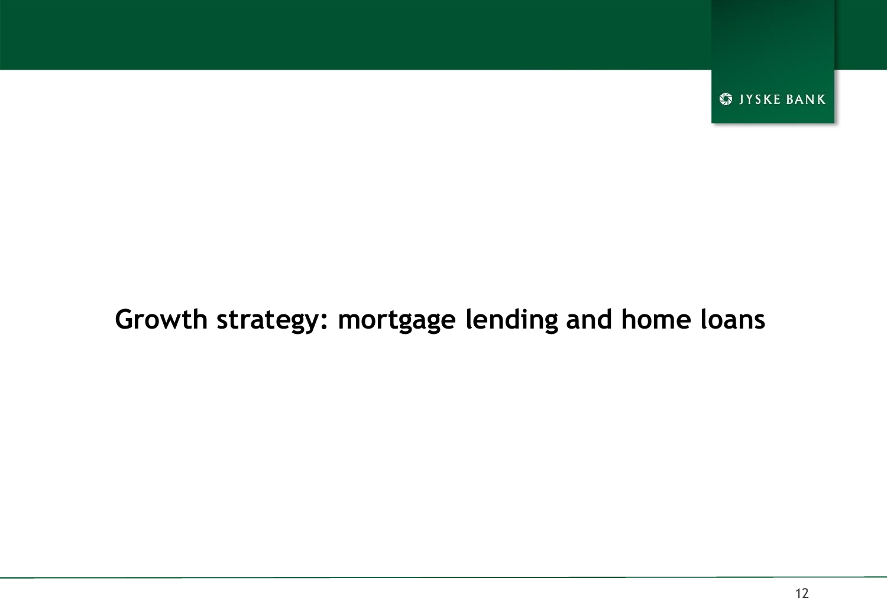# Growth strategy: mortgage lending and home loans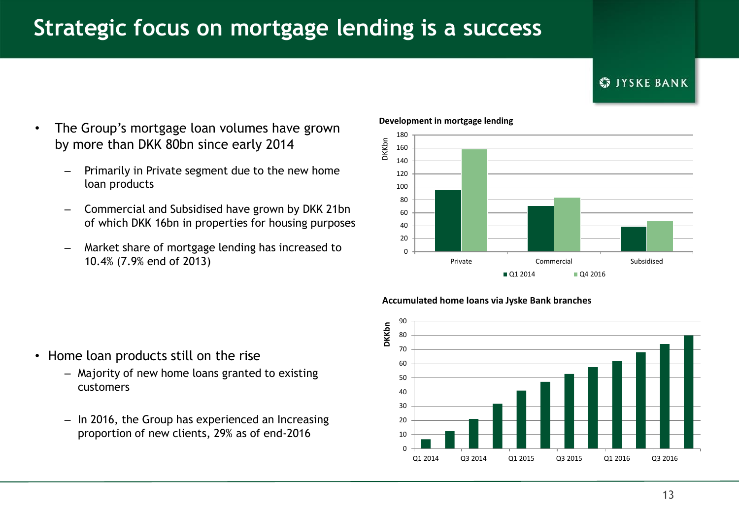# Strategic focus on mortgage lending is a success

- The Group's mortgage loan volumes have grown by more than DKK 80bn since early 2014
  - Primarily in Private segment due to the new home loan products
  - Commercial and Subsidised have grown by DKK 21bn of which DKK 16bn in properties for housing purposes
  - Market share of mortgage lending has increased to 10.4% (7.9% end of 2013)

**Development in mortgage lending**

DKKbn

| | Q1 2014 | Q4 2016 |
|---|---|---|
| Private | ~95 | ~158 |
| Commercial | ~70 | ~83 |
| Subsidised | ~39 | ~47 |

- Home loan products still on the rise
  - Majority of new home loans granted to existing customers
  - In 2016, the Group has experienced an Increasing proportion of new clients, 29% as of end-2016

**Accumulated home loans via Jyske Bank branches**

DKKbn

| Quarter | DKKbn |
|---|---|
| Q1 2014 | ~6 |
| Q2 2014 | ~12 |
| Q3 2014 | ~21 |
| Q4 2014 | ~32 |
| Q1 2015 | ~41 |
| Q2 2015 | ~47 |
| Q3 2015 | ~53 |
| Q4 2015 | ~58 |
| Q1 2016 | ~62 |
| Q2 2016 | ~68 |
| Q3 2016 | ~74 |
| Q4 2016 | ~80 |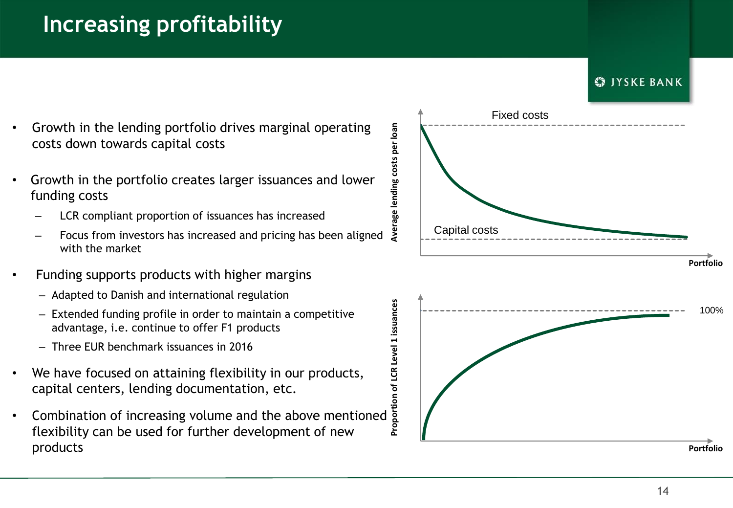# Increasing profitability

- Growth in the lending portfolio drives marginal operating costs down towards capital costs
- Growth in the portfolio creates larger issuances and lower funding costs
  - LCR compliant proportion of issuances has increased
  - Focus from investors has increased and pricing has been aligned with the market
- Funding supports products with higher margins
  - Adapted to Danish and international regulation
  - Extended funding profile in order to maintain a competitive advantage, i.e. continue to offer F1 products
  - Three EUR benchmark issuances in 2016
- We have focused on attaining flexibility in our products, capital centers, lending documentation, etc.
- Combination of increasing volume and the above mentioned flexibility can be used for further development of new products

Average lending costs per loan — Fixed costs — Capital costs — Portfolio

Proportion of LCR Level 1 issuances — 100% — Portfolio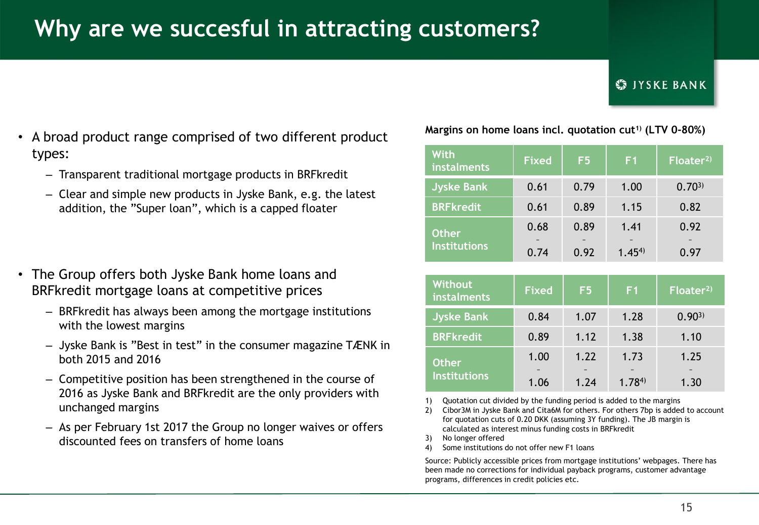# Why are we succesful in attracting customers?

- A broad product range comprised of two different product types:
  - Transparent traditional mortgage products in BRFkredit
  - Clear and simple new products in Jyske Bank, e.g. the latest addition, the "Super loan", which is a capped floater
- The Group offers both Jyske Bank home loans and BRFkredit mortgage loans at competitive prices
  - BRFkredit has always been among the mortgage institutions with the lowest margins
  - Jyske Bank is "Best in test" in the consumer magazine TÆNK in both 2015 and 2016
  - Competitive position has been strengthened in the course of 2016 as Jyske Bank and BRFkredit are the only providers with unchanged margins
  - As per February 1st 2017 the Group no longer waives or offers discounted fees on transfers of home loans

**Margins on home loans incl. quotation cut[1] (LTV 0-80%)**

| With instalments | Fixed | F5 | F1 | Floater[2] |
|---|---|---|---|---|
| Jyske Bank | 0.61 | 0.79 | 1.00 | 0.70[3] |
| BRFkredit | 0.61 | 0.89 | 1.15 | 0.82 |
| Other Institutions | 0.68 - 0.74 | 0.89 - 0.92 | 1.41 - 1.45[4] | 0.92 - 0.97 |

| Without instalments | Fixed | F5 | F1 | Floater[2] |
|---|---|---|---|---|
| Jyske Bank | 0.84 | 1.07 | 1.28 | 0.90[3] |
| BRFkredit | 0.89 | 1.12 | 1.38 | 1.10 |
| Other Institutions | 1.00 - 1.06 | 1.22 - 1.24 | 1.73 - 1.78[4] | 1.25 - 1.30 |

1) Quotation cut divided by the funding period is added to the margins
2) Cibor3M in Jyske Bank and Cita6M for others. For others 7bp is added to account for quotation cuts of 0.20 DKK (assuming 3Y funding). The JB margin is calculated as interest minus funding costs in BRFkredit
3) No longer offered
4) Some institutions do not offer new F1 loans

Source: Publicly accessible prices from mortgage institutions' webpages. There has been made no corrections for individual payback programs, customer advantage programs, differences in credit policies etc.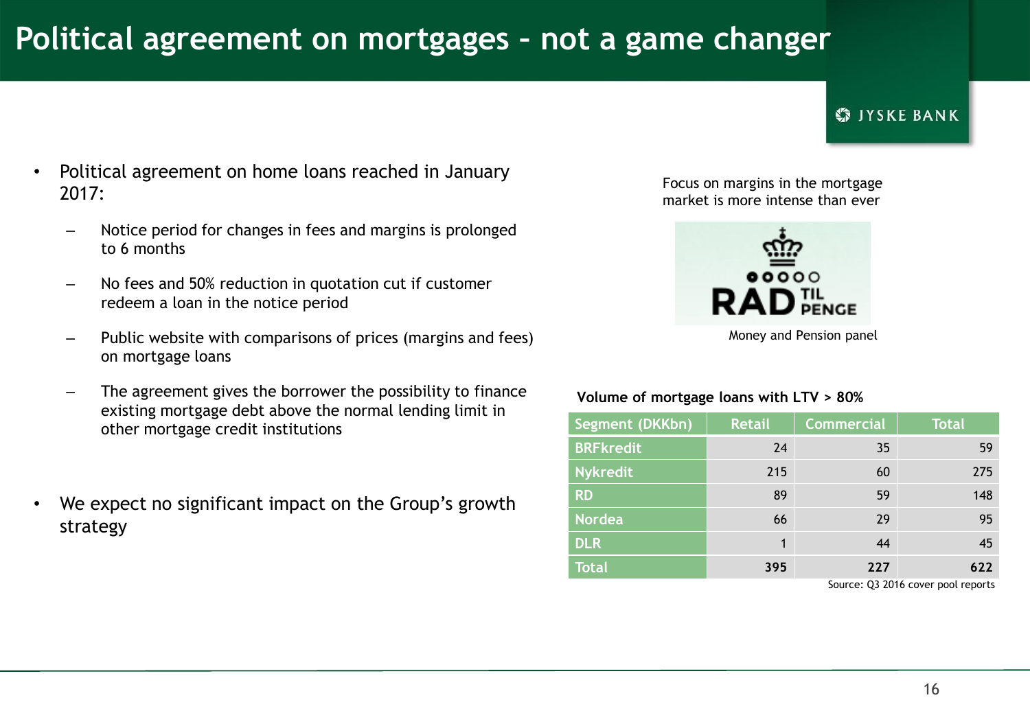# Political agreement on mortgages – not a game changer

- Political agreement on home loans reached in January 2017:
  - Notice period for changes in fees and margins is prolonged to 6 months
  - No fees and 50% reduction in quotation cut if customer redeem a loan in the notice period
  - Public website with comparisons of prices (margins and fees) on mortgage loans
  - The agreement gives the borrower the possibility to finance existing mortgage debt above the normal lending limit in other mortgage credit institutions
- We expect no significant impact on the Group's growth strategy

Focus on margins in the mortgage market is more intense than ever

RÅD TIL PENGE

Money and Pension panel

**Volume of mortgage loans with LTV > 80%**

| Segment (DKKbn) | Retail | Commercial | Total |
|---|---|---|---|
| BRFkredit | 24 | 35 | 59 |
| Nykredit | 215 | 60 | 275 |
| RD | 89 | 59 | 148 |
| Nordea | 66 | 29 | 95 |
| DLR | 1 | 44 | 45 |
| **Total** | **395** | **227** | **622** |

Source: Q3 2016 cover pool reports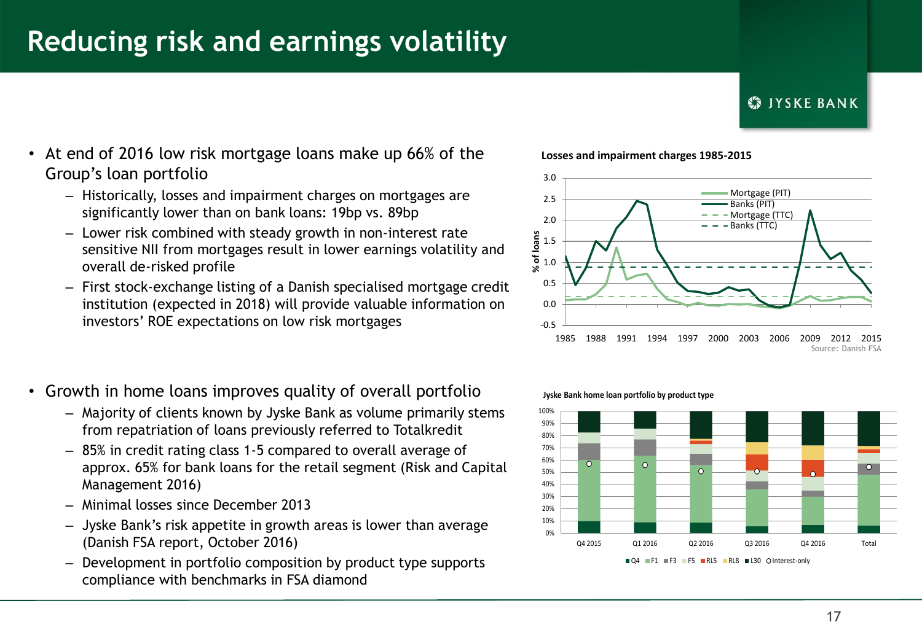# Reducing risk and earnings volatility

- At end of 2016 low risk mortgage loans make up 66% of the Group's loan portfolio
  - Historically, losses and impairment charges on mortgages are significantly lower than on bank loans: 19bp vs. 89bp
  - Lower risk combined with steady growth in non-interest rate sensitive NII from mortgages result in lower earnings volatility and overall de-risked profile
  - First stock-exchange listing of a Danish specialised mortgage credit institution (expected in 2018) will provide valuable information on investors' ROE expectations on low risk mortgages

**Losses and impairment charges 1985-2015**

Source: Danish FSA

- Growth in home loans improves quality of overall portfolio
  - Majority of clients known by Jyske Bank as volume primarily stems from repatriation of loans previously referred to Totalkredit
  - 85% in credit rating class 1-5 compared to overall average of approx. 65% for bank loans for the retail segment (Risk and Capital Management 2016)
  - Minimal losses since December 2013
  - Jyske Bank's risk appetite in growth areas is lower than average (Danish FSA report, October 2016)
  - Development in portfolio composition by product type supports compliance with benchmarks in FSA diamond

**Jyske Bank home loan portfolio by product type**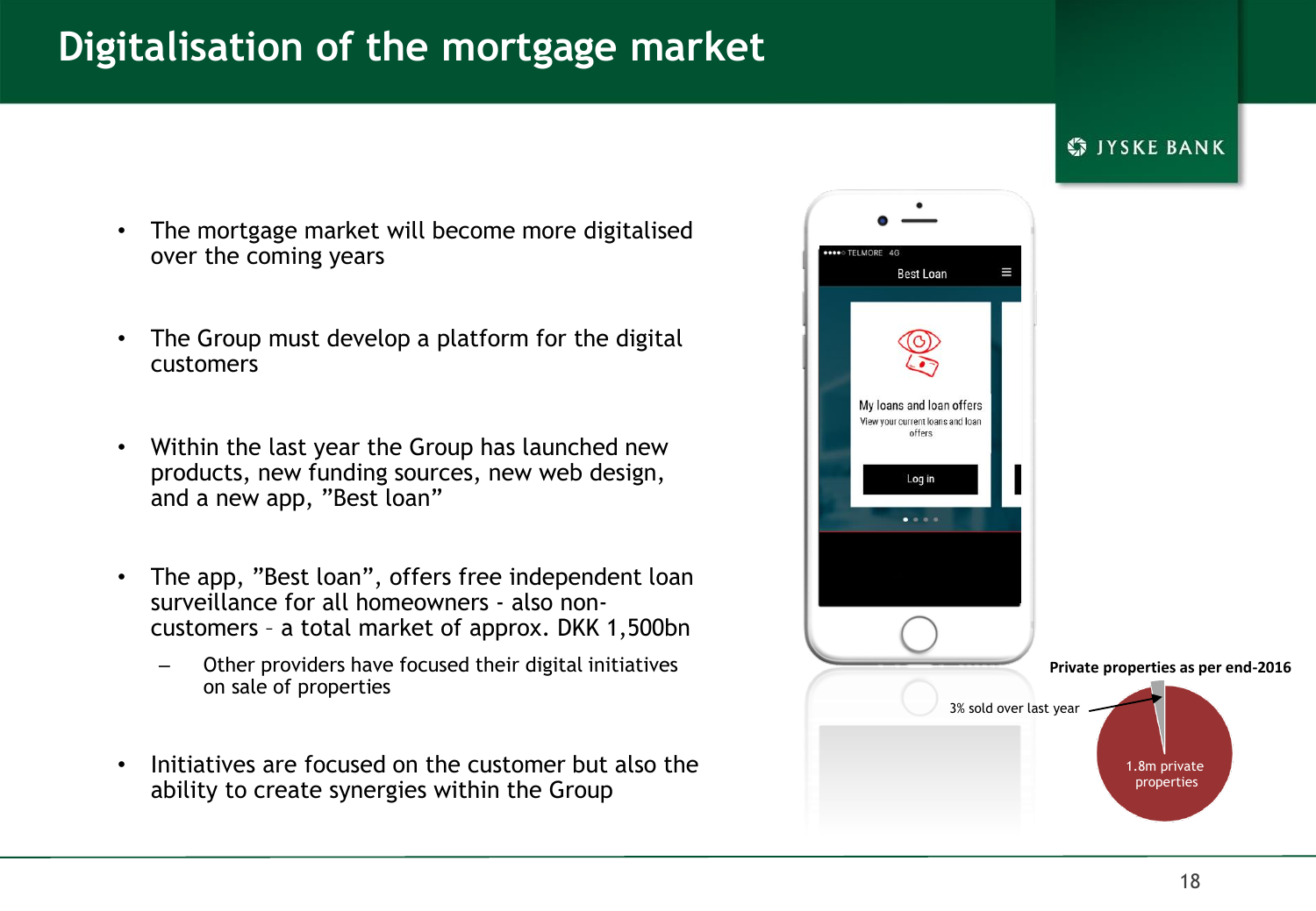# Digitalisation of the mortgage market

- The mortgage market will become more digitalised over the coming years
- The Group must develop a platform for the digital customers
- Within the last year the Group has launched new products, new funding sources, new web design, and a new app, "Best loan"
- The app, "Best loan", offers free independent loan surveillance for all homeowners - also non-customers – a total market of approx. DKK 1,500bn
  - Other providers have focused their digital initiatives on sale of properties
- Initiatives are focused on the customer but also the ability to create synergies within the Group

**Private properties as per end-2016**

3% sold over last year

1.8m private properties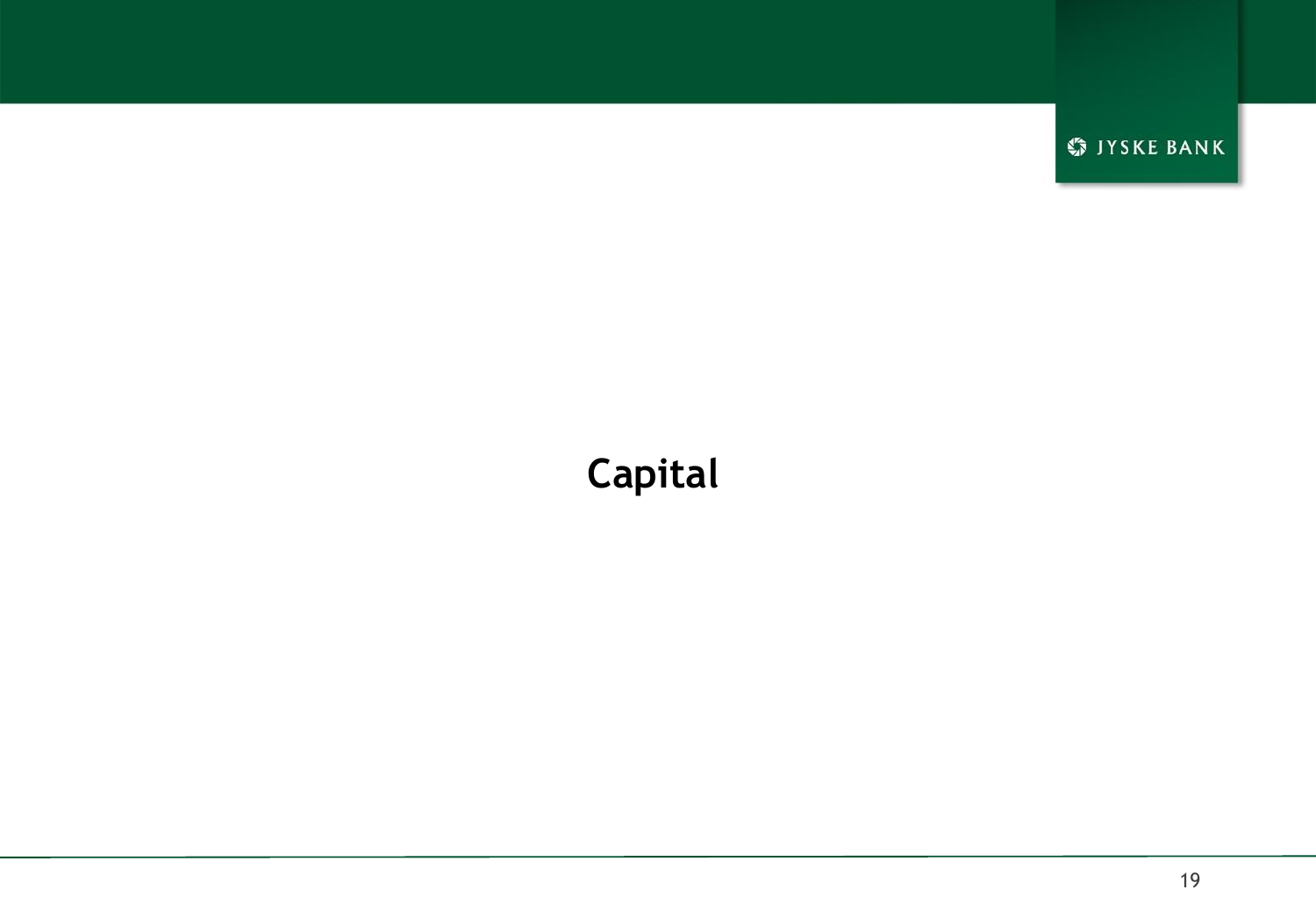# Capital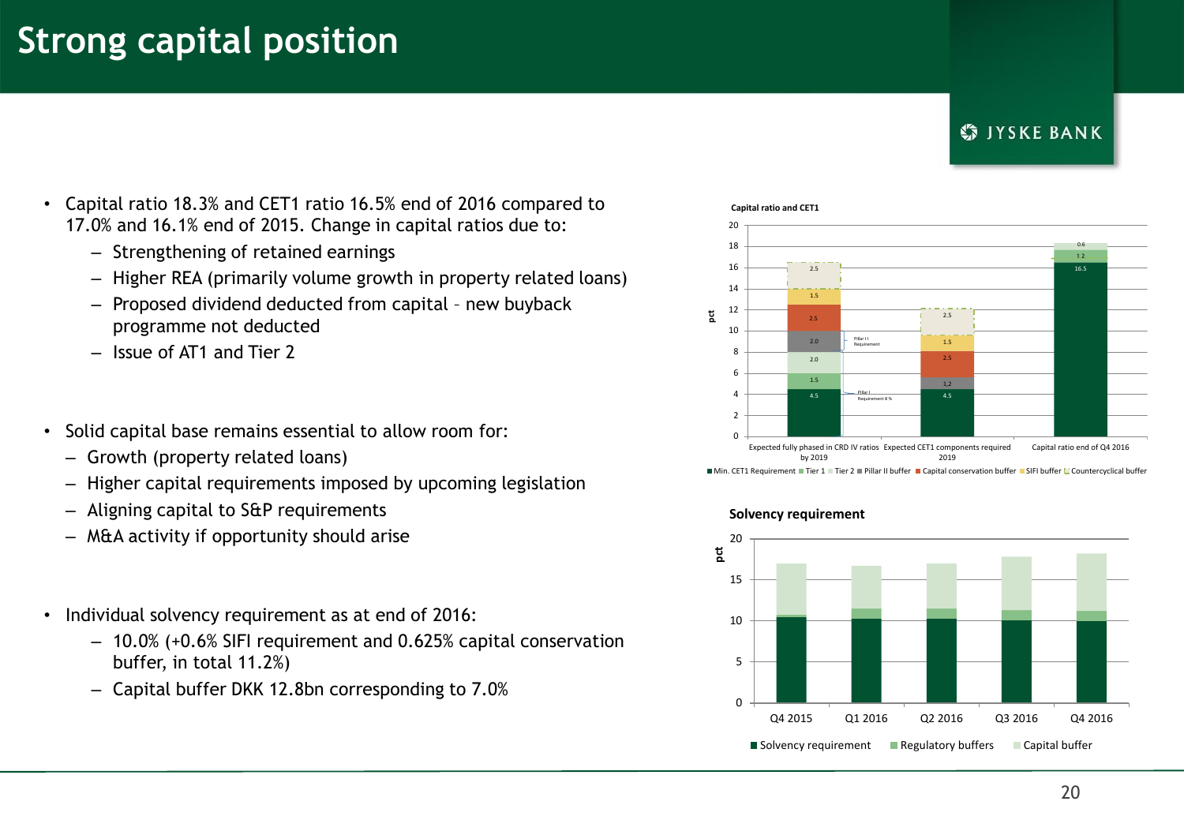# Strong capital position

- Capital ratio 18.3% and CET1 ratio 16.5% end of 2016 compared to 17.0% and 16.1% end of 2015. Change in capital ratios due to:
  - Strengthening of retained earnings
  - Higher REA (primarily volume growth in property related loans)
  - Proposed dividend deducted from capital – new buyback programme not deducted
  - Issue of AT1 and Tier 2

- Solid capital base remains essential to allow room for:
  - Growth (property related loans)
  - Higher capital requirements imposed by upcoming legislation
  - Aligning capital to S&P requirements
  - M&A activity if opportunity should arise

- Individual solvency requirement as at end of 2016:
  - 10.0% (+0.6% SIFI requirement and 0.625% capital conservation buffer, in total 11.2%)
  - Capital buffer DKK 12.8bn corresponding to 7.0%

**Capital ratio and CET1**

| pct | Expected fully phased in CRD IV ratios by 2019 | Expected CET1 components required 2019 | Capital ratio end of Q4 2016 |
|---|---|---|---|
| Min. CET1 Requirement | 4.5 | 4.5 | 16.5 |
| Tier 1 | 1.5 | | 1.2 |
| Tier 2 | 2.0 | | 0.6 |
| Pillar II buffer | 2.0 | 1.2 | |
| Capital conservation buffer | 2.5 | 2.5 | |
| SIFI buffer | 1.5 | 1.5 | |
| Countercyclical buffer | 2.5 | 2.5 | |

Pillar I Requirement 8 %; Pillar II Requirement

**Solvency requirement**

Bar chart (pct) for Q4 2015, Q1 2016, Q2 2016, Q3 2016, Q4 2016 showing Solvency requirement, Regulatory buffers and Capital buffer.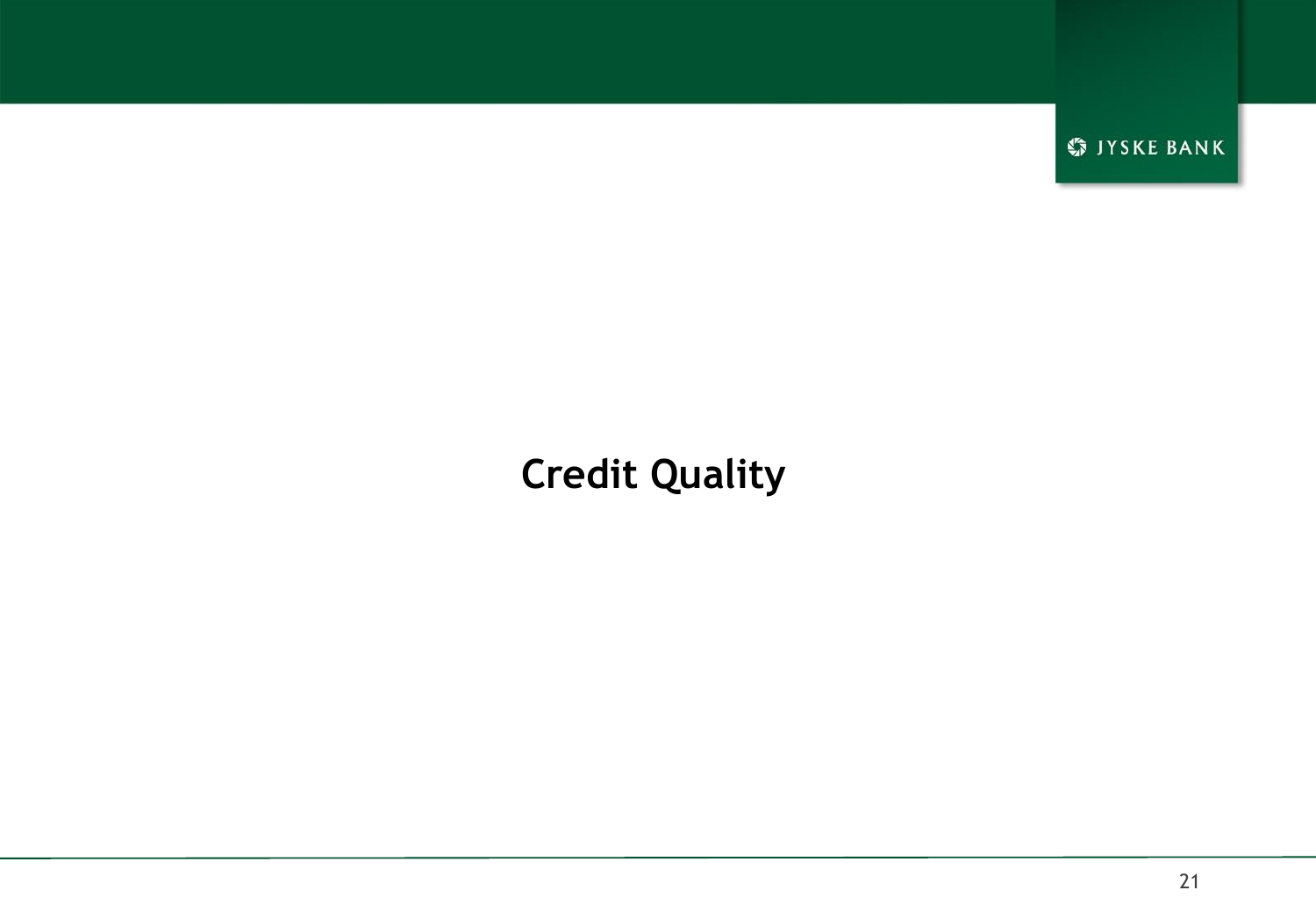# Credit Quality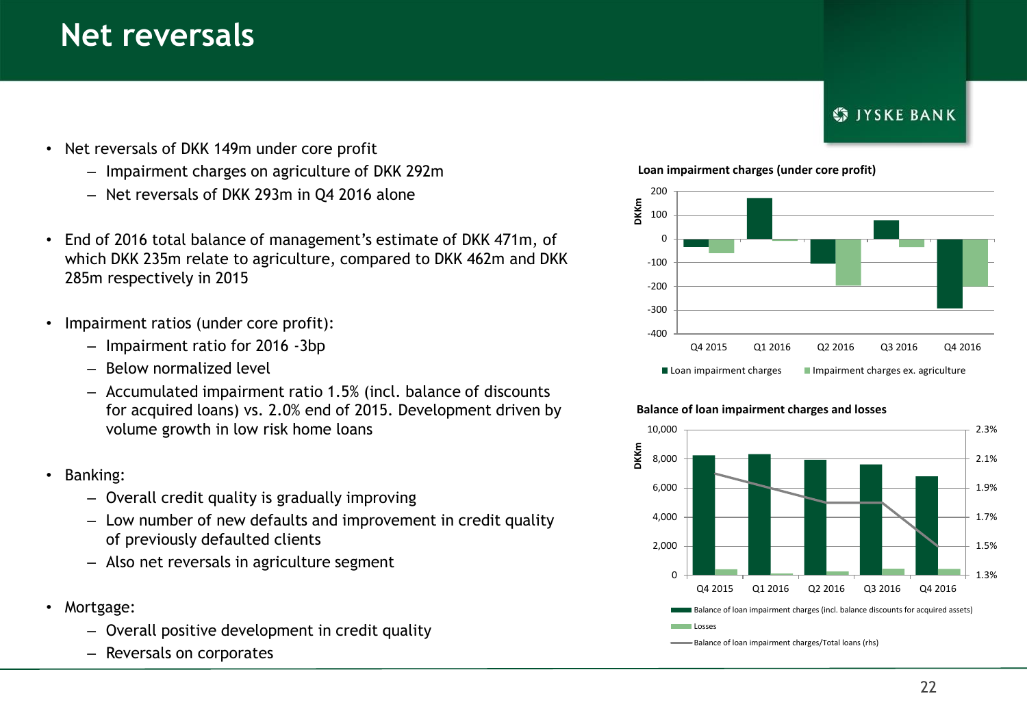# Net reversals

- Net reversals of DKK 149m under core profit
  - Impairment charges on agriculture of DKK 292m
  - Net reversals of DKK 293m in Q4 2016 alone
- End of 2016 total balance of management's estimate of DKK 471m, of which DKK 235m relate to agriculture, compared to DKK 462m and DKK 285m respectively in 2015
- Impairment ratios (under core profit):
  - Impairment ratio for 2016 -3bp
  - Below normalized level
  - Accumulated impairment ratio 1.5% (incl. balance of discounts for acquired loans) vs. 2.0% end of 2015. Development driven by volume growth in low risk home loans
- Banking:
  - Overall credit quality is gradually improving
  - Low number of new defaults and improvement in credit quality of previously defaulted clients
  - Also net reversals in agriculture segment
- Mortgage:
  - Overall positive development in credit quality
  - Reversals on corporates

**Loan impairment charges (under core profit)**

DKKm

Q4 2015, Q1 2016, Q2 2016, Q3 2016, Q4 2016

Loan impairment charges | Impairment charges ex. agriculture

**Balance of loan impairment charges and losses**

DKKm

Q4 2015, Q1 2016, Q2 2016, Q3 2016, Q4 2016

Balance of loan impairment charges (incl. balance discounts for acquired assets)

Losses

Balance of loan impairment charges/Total loans (rhs)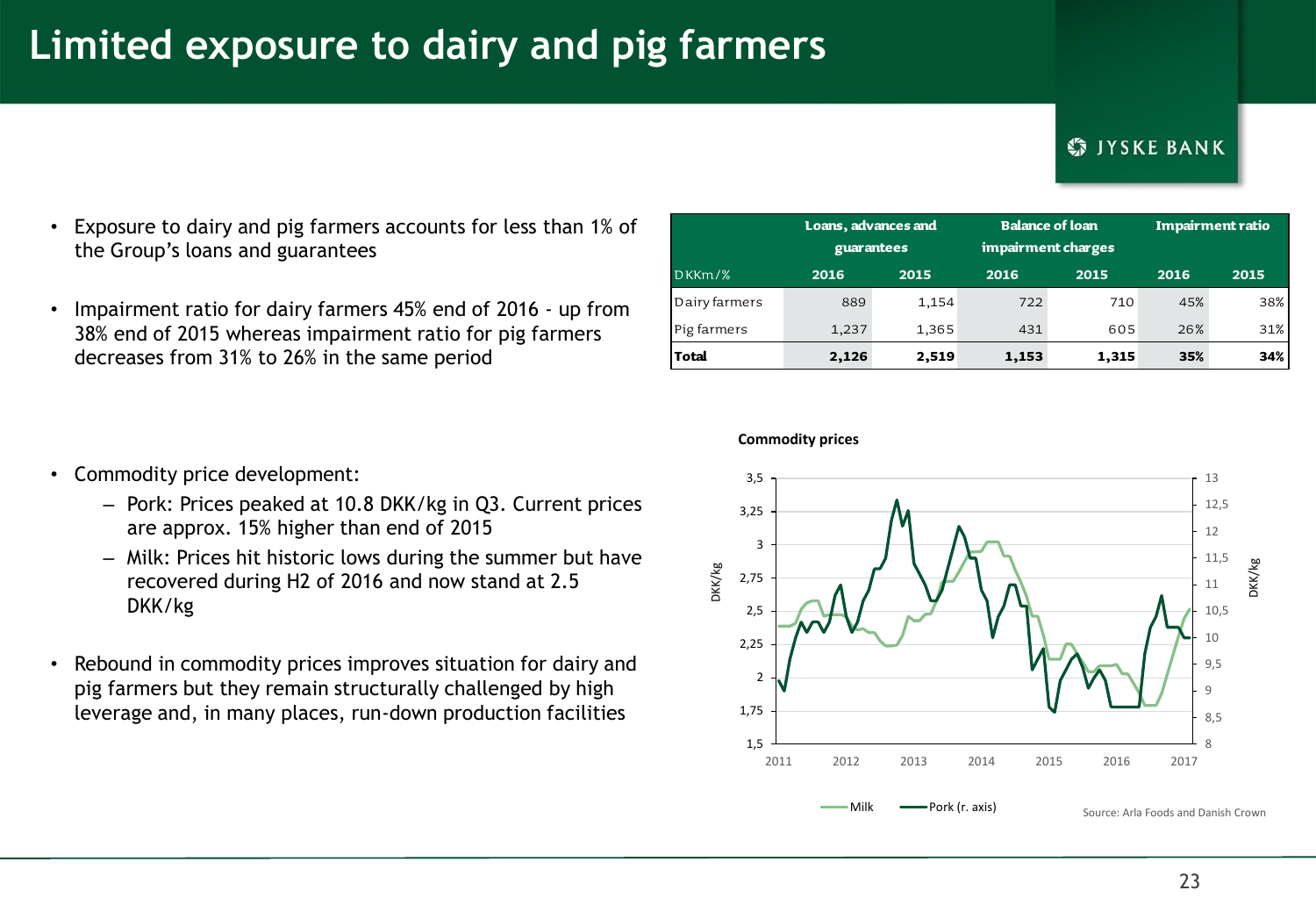# Limited exposure to dairy and pig farmers

- Exposure to dairy and pig farmers accounts for less than 1% of the Group's loans and guarantees
- Impairment ratio for dairy farmers 45% end of 2016 - up from 38% end of 2015 whereas impairment ratio for pig farmers decreases from 31% to 26% in the same period

| DKKm/% | Loans, advances and guarantees | | Balance of loan impairment charges | | Impairment ratio | |
|---|---|---|---|---|---|---|
| | 2016 | 2015 | 2016 | 2015 | 2016 | 2015 |
| Dairy farmers | 889 | 1,154 | 722 | 710 | 45% | 38% |
| Pig farmers | 1,237 | 1,365 | 431 | 605 | 26% | 31% |
| **Total** | **2,126** | **2,519** | **1,153** | **1,315** | **35%** | **34%** |

- Commodity price development:
  - Pork: Prices peaked at 10.8 DKK/kg in Q3. Current prices are approx. 15% higher than end of 2015
  - Milk: Prices hit historic lows during the summer but have recovered during H2 of 2016 and now stand at 2.5 DKK/kg
- Rebound in commodity prices improves situation for dairy and pig farmers but they remain structurally challenged by high leverage and, in many places, run-down production facilities

**Commodity prices**

Milk (DKK/kg, left axis) — Pork (r. axis, DKK/kg), 2011–2017

Source: Arla Foods and Danish Crown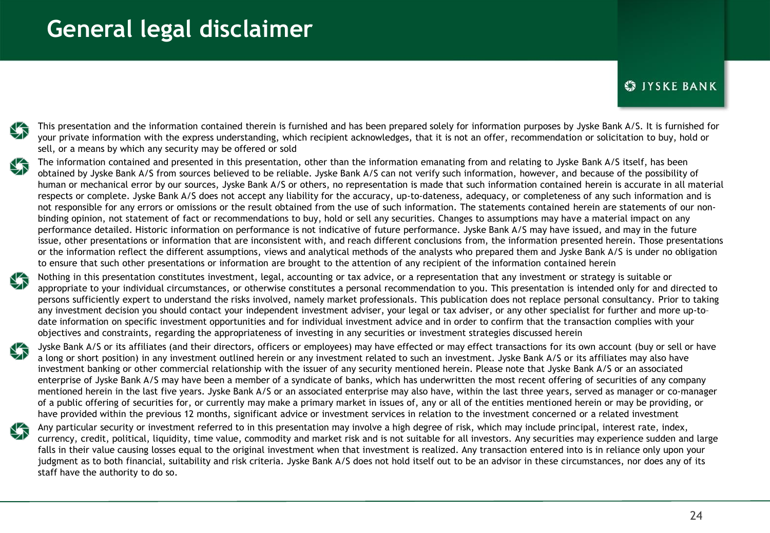# General legal disclaimer

JYSKE BANK

- This presentation and the information contained therein is furnished and has been prepared solely for information purposes by Jyske Bank A/S. It is furnished for your private information with the express understanding, which recipient acknowledges, that it is not an offer, recommendation or solicitation to buy, hold or sell, or a means by which any security may be offered or sold
- The information contained and presented in this presentation, other than the information emanating from and relating to Jyske Bank A/S itself, has been obtained by Jyske Bank A/S from sources believed to be reliable. Jyske Bank A/S can not verify such information, however, and because of the possibility of human or mechanical error by our sources, Jyske Bank A/S or others, no representation is made that such information contained herein is accurate in all material respects or complete. Jyske Bank A/S does not accept any liability for the accuracy, up-to-dateness, adequacy, or completeness of any such information and is not responsible for any errors or omissions or the result obtained from the use of such information. The statements contained herein are statements of our non-binding opinion, not statement of fact or recommendations to buy, hold or sell any securities. Changes to assumptions may have a material impact on any performance detailed. Historic information on performance is not indicative of future performance. Jyske Bank A/S may have issued, and may in the future issue, other presentations or information that are inconsistent with, and reach different conclusions from, the information presented herein. Those presentations or the information reflect the different assumptions, views and analytical methods of the analysts who prepared them and Jyske Bank A/S is under no obligation to ensure that such other presentations or information are brought to the attention of any recipient of the information contained herein
- Nothing in this presentation constitutes investment, legal, accounting or tax advice, or a representation that any investment or strategy is suitable or appropriate to your individual circumstances, or otherwise constitutes a personal recommendation to you. This presentation is intended only for and directed to persons sufficiently expert to understand the risks involved, namely market professionals. This publication does not replace personal consultancy. Prior to taking any investment decision you should contact your independent investment adviser, your legal or tax adviser, or any other specialist for further and more up-to-date information on specific investment opportunities and for individual investment advice and in order to confirm that the transaction complies with your objectives and constraints, regarding the appropriateness of investing in any securities or investment strategies discussed herein
- Jyske Bank A/S or its affiliates (and their directors, officers or employees) may have effected or may effect transactions for its own account (buy or sell or have a long or short position) in any investment outlined herein or any investment related to such an investment. Jyske Bank A/S or its affiliates may also have investment banking or other commercial relationship with the issuer of any security mentioned herein. Please note that Jyske Bank A/S or an associated enterprise of Jyske Bank A/S may have been a member of a syndicate of banks, which has underwritten the most recent offering of securities of any company mentioned herein in the last five years. Jyske Bank A/S or an associated enterprise may also have, within the last three years, served as manager or co-manager of a public offering of securities for, or currently may make a primary market in issues of, any or all of the entities mentioned herein or may be providing, or have provided within the previous 12 months, significant advice or investment services in relation to the investment concerned or a related investment
- Any particular security or investment referred to in this presentation may involve a high degree of risk, which may include principal, interest rate, index, currency, credit, political, liquidity, time value, commodity and market risk and is not suitable for all investors. Any securities may experience sudden and large falls in their value causing losses equal to the original investment when that investment is realized. Any transaction entered into is in reliance only upon your judgment as to both financial, suitability and risk criteria. Jyske Bank A/S does not hold itself out to be an advisor in these circumstances, nor does any of its staff have the authority to do so.